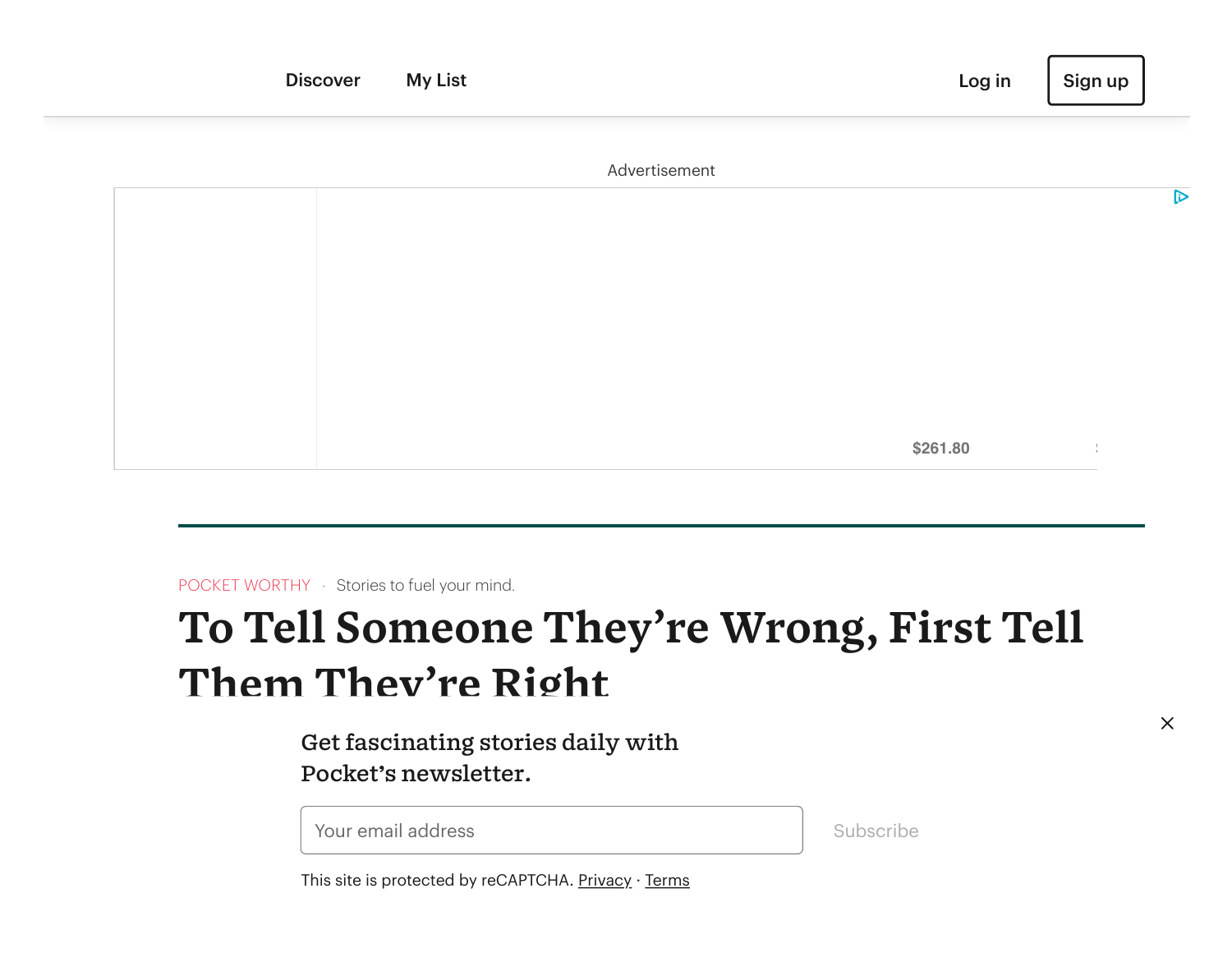Discover My List Log in Sign up

Advertisement

$261.80

POCKET WORTHY · Stories to fuel your mind.

# To Tell Someone They're Wrong, First Tell Them They're Right

Get fascinating stories daily with Pocket's newsletter.

Your email address Subscribe

This site is protected by reCAPTCHA. Privacy · Terms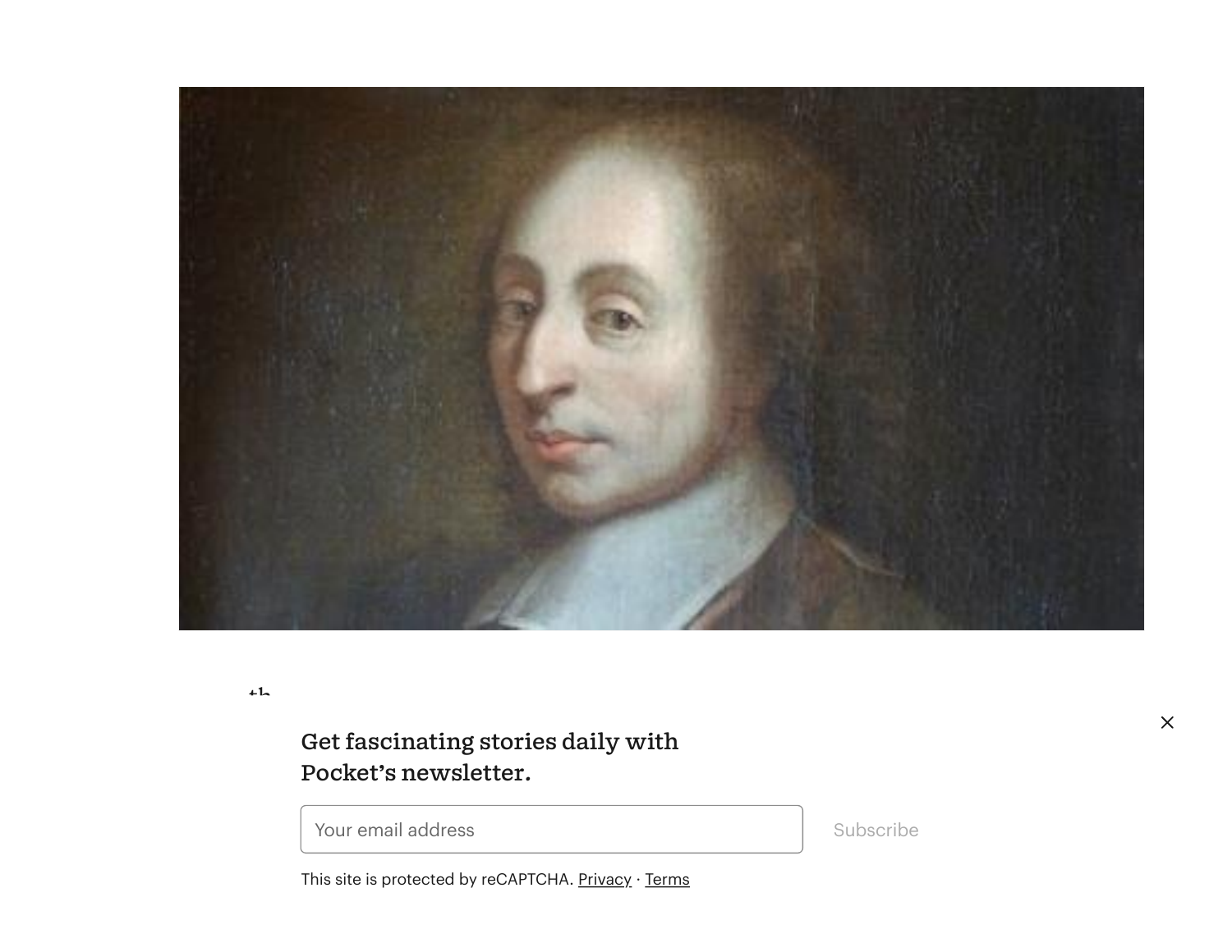Get fascinating stories daily with Pocket's newsletter.

Your email address

Subscribe

This site is protected by reCAPTCHA. Privacy · Terms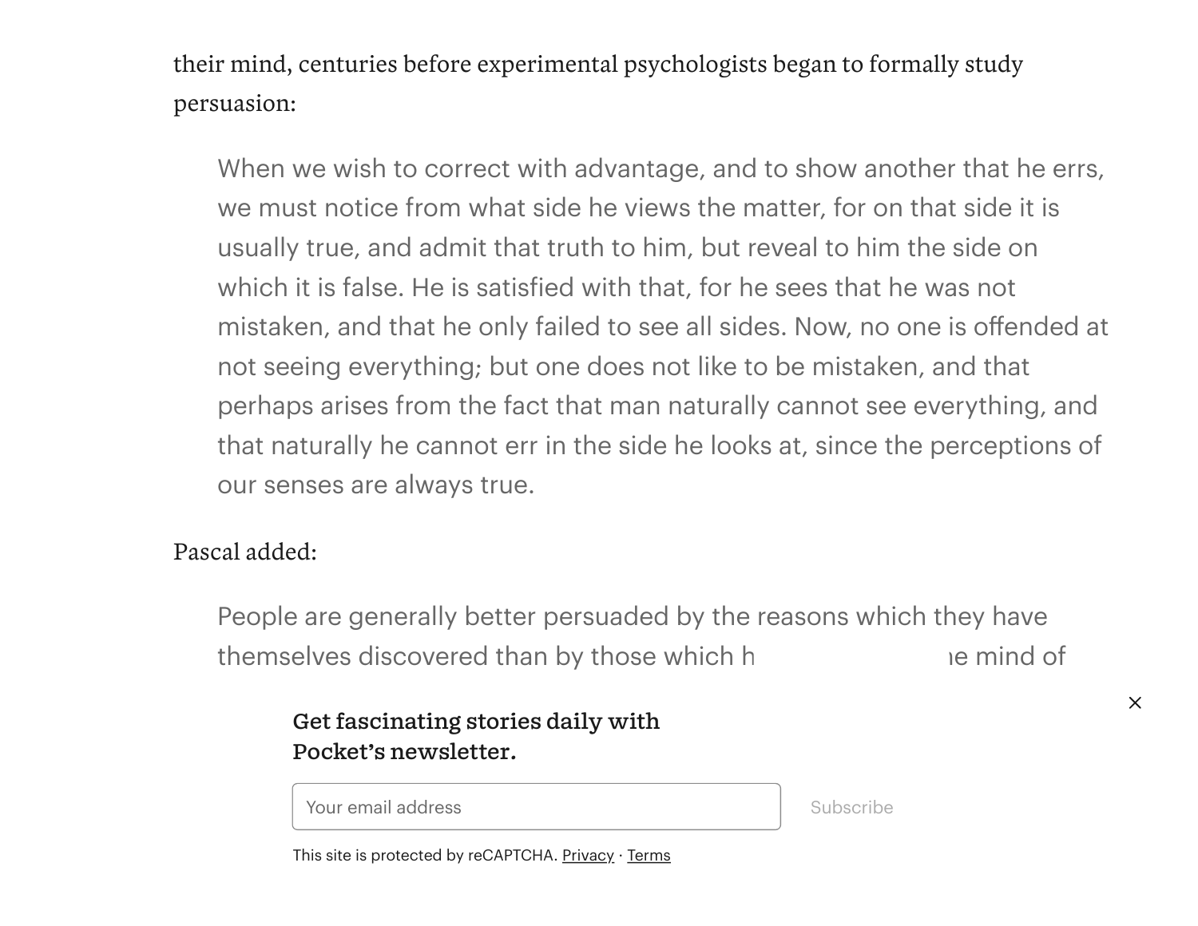their mind, centuries before experimental psychologists began to formally study persuasion:

> When we wish to correct with advantage, and to show another that he errs, we must notice from what side he views the matter, for on that side it is usually true, and admit that truth to him, but reveal to him the side on which it is false. He is satisfied with that, for he sees that he was not mistaken, and that he only failed to see all sides. Now, no one is offended at not seeing everything; but one does not like to be mistaken, and that perhaps arises from the fact that man naturally cannot see everything, and that naturally he cannot err in the side he looks at, since the perceptions of our senses are always true.

Pascal added:

> People are generally better persuaded by the reasons which they have themselves discovered than by those which h ıe mind of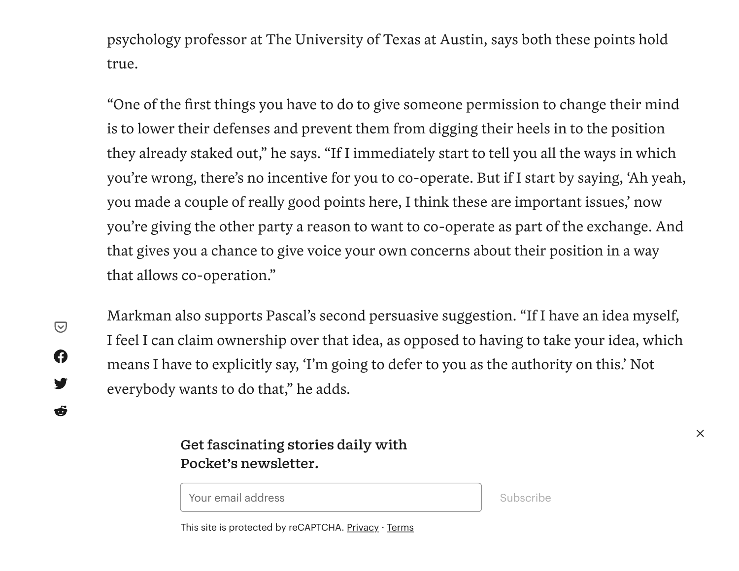psychology professor at The University of Texas at Austin, says both these points hold true.

"One of the first things you have to do to give someone permission to change their mind is to lower their defenses and prevent them from digging their heels in to the position they already staked out," he says. "If I immediately start to tell you all the ways in which you're wrong, there's no incentive for you to co-operate. But if I start by saying, 'Ah yeah, you made a couple of really good points here, I think these are important issues,' now you're giving the other party a reason to want to co-operate as part of the exchange. And that gives you a chance to give voice your own concerns about their position in a way that allows co-operation."

Markman also supports Pascal's second persuasive suggestion. "If I have an idea myself, I feel I can claim ownership over that idea, as opposed to having to take your idea, which means I have to explicitly say, 'I'm going to defer to you as the authority on this.' Not everybody wants to do that," he adds.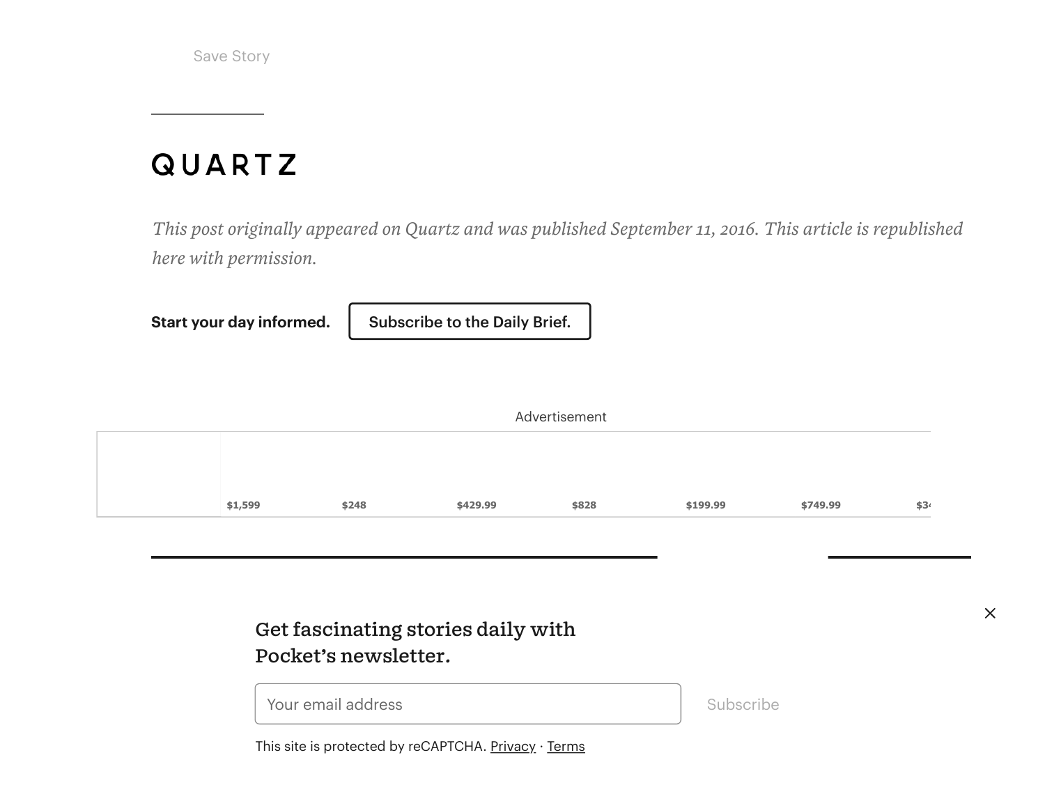Save Story

QUARTZ

*This post originally appeared on Quartz and was published September 11, 2016. This article is republished here with permission.*

**Start your day informed.** Subscribe to the Daily Brief.

Get fascinating stories daily with Pocket's newsletter.

Your email address

Subscribe

This site is protected by reCAPTCHA. Privacy · Terms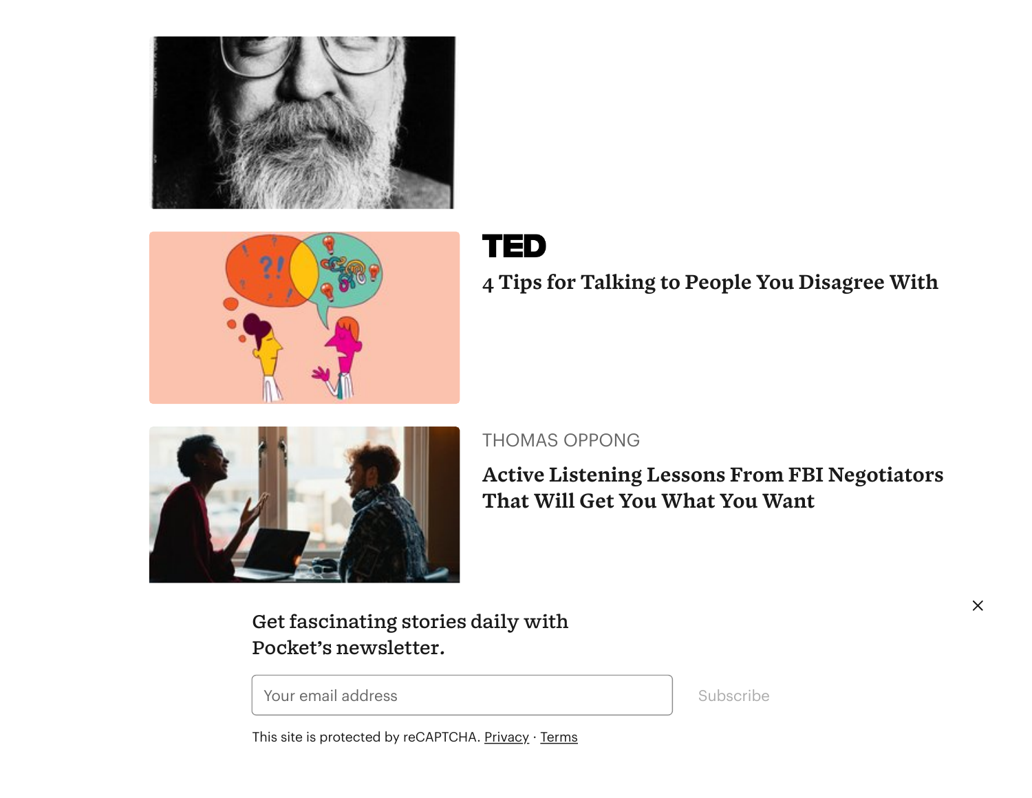TED

4 Tips for Talking to People You Disagree With

THOMAS OPPONG

Active Listening Lessons From FBI Negotiators That Will Get You What You Want

Get fascinating stories daily with Pocket's newsletter.

Your email address

Subscribe

This site is protected by reCAPTCHA. Privacy · Terms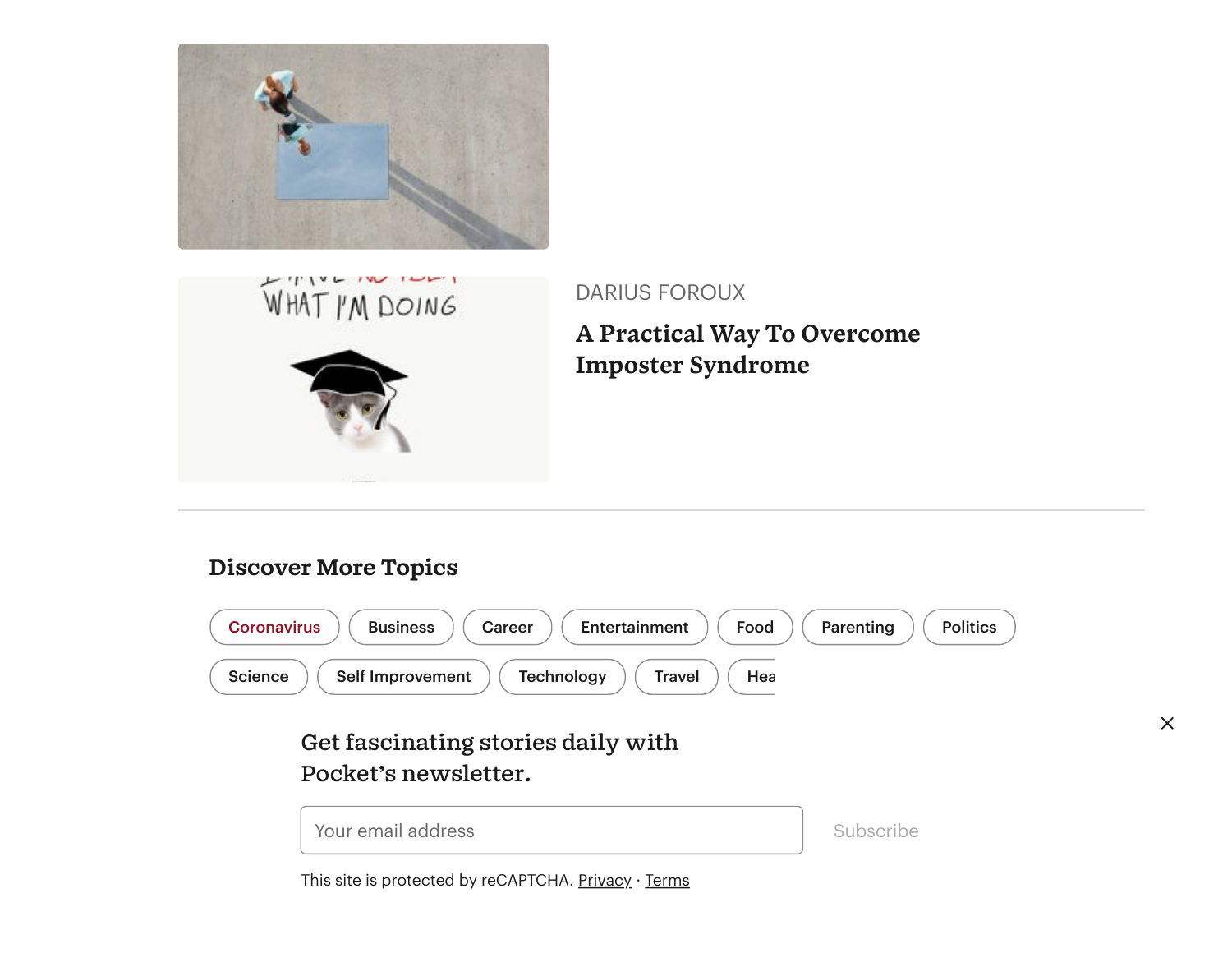DARIUS FOROUX

**A Practical Way To Overcome Imposter Syndrome**

## Discover More Topics

Coronavirus · Business · Career · Entertainment · Food · Parenting · Politics · Science · Self Improvement · Technology · Travel · Hea

Get fascinating stories daily with Pocket's newsletter.

Your email address

Subscribe

This site is protected by reCAPTCHA. Privacy · Terms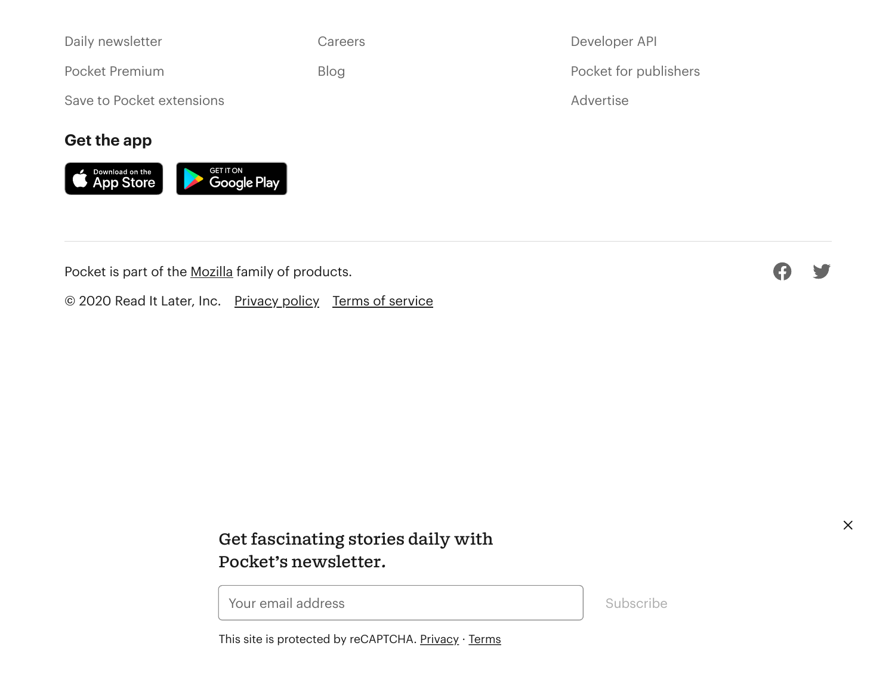Daily newsletter

Pocket Premium

Save to Pocket extensions

Careers

Blog

Developer API

Pocket for publishers

Advertise

## Get the app

Download on the App Store

GET IT ON Google Play

Pocket is part of the Mozilla family of products.

© 2020 Read It Later, Inc. Privacy policy Terms of service

## Get fascinating stories daily with Pocket's newsletter.

Your email address

Subscribe

This site is protected by reCAPTCHA. Privacy · Terms